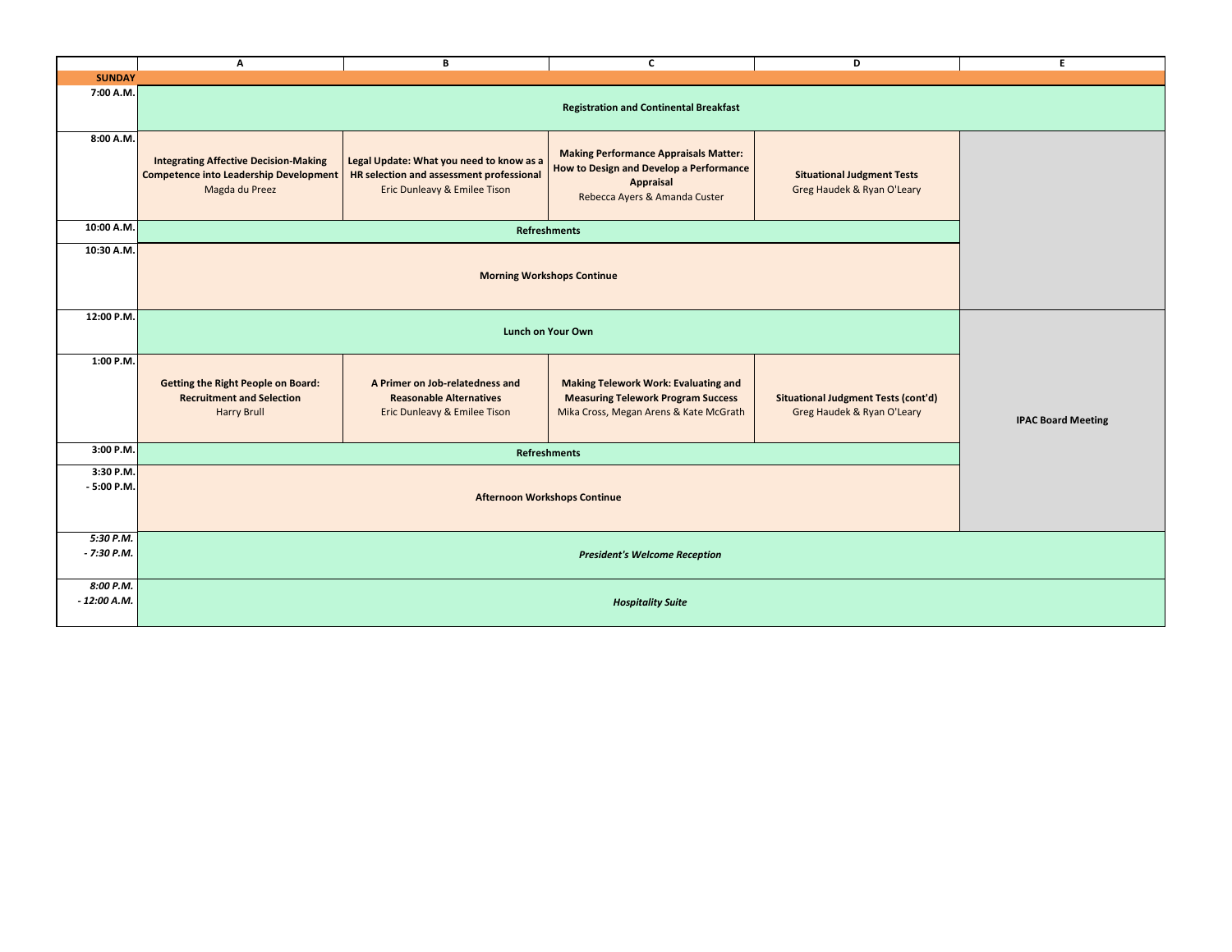| | A | B | C | D | E |
|---|---|---|---|---|---|
| **SUNDAY** | | | | | |
| **7:00 A.M.** | **Registration and Continental Breakfast** | | | | |
| **8:00 A.M.** | **Integrating Affective Decision-Making Competence into Leadership Development**<br>Magda du Preez | **Legal Update: What you need to know as a HR selection and assessment professional**<br>Eric Dunleavy & Emilee Tison | **Making Performance Appraisals Matter: How to Design and Develop a Performance Appraisal**<br>Rebecca Ayers & Amanda Custer | **Situational Judgment Tests**<br>Greg Haudek & Ryan O'Leary | |
| **10:00 A.M.** | **Refreshments** | | | | |
| **10:30 A.M.** | **Morning Workshops Continue** | | | | |
| **12:00 P.M.** | **Lunch on Your Own** | | | | **IPAC Board Meeting** |
| **1:00 P.M.** | **Getting the Right People on Board: Recruitment and Selection**<br>Harry Brull | **A Primer on Job-relatedness and Reasonable Alternatives**<br>Eric Dunleavy & Emilee Tison | **Making Telework Work: Evaluating and Measuring Telework Program Success**<br>Mika Cross, Megan Arens & Kate McGrath | **Situational Judgment Tests (cont'd)**<br>Greg Haudek & Ryan O'Leary | |
| **3:00 P.M.** | **Refreshments** | | | | |
| **3:30 P.M. - 5:00 P.M.** | **Afternoon Workshops Continue** | | | | |
| ***5:30 P.M. - 7:30 P.M.*** | ***President's Welcome Reception*** | | | | |
| ***8:00 P.M. - 12:00 A.M.*** | ***Hospitality Suite*** | | | | |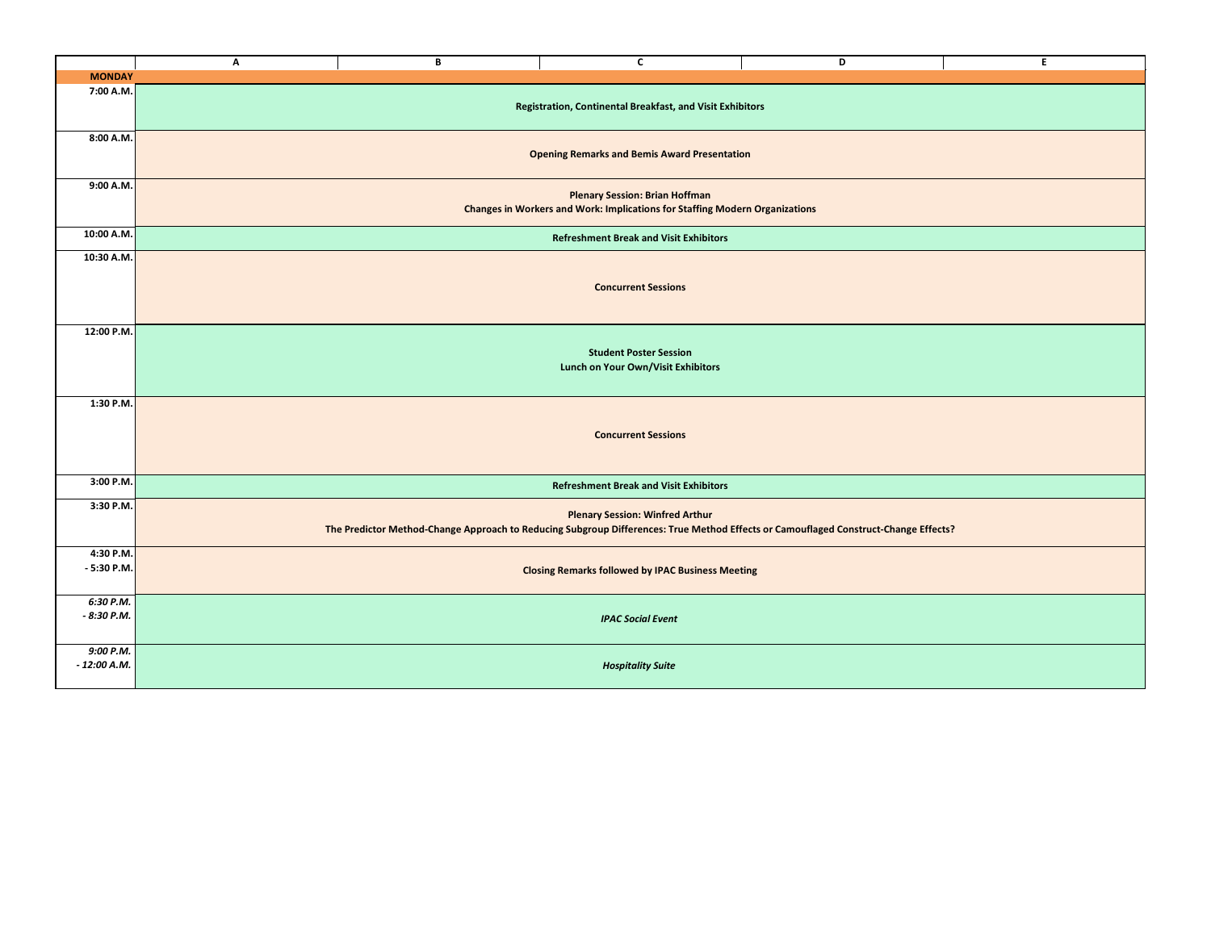| | A | B | C | D | E |
|---|---|---|---|---|---|
| **MONDAY** | | | | | |
| **7:00 A.M.** | **Registration, Continental Breakfast, and Visit Exhibitors** | | | | |
| **8:00 A.M.** | **Opening Remarks and Bemis Award Presentation** | | | | |
| **9:00 A.M.** | **Plenary Session: Brian Hoffman**<br>**Changes in Workers and Work: Implications for Staffing Modern Organizations** | | | | |
| **10:00 A.M.** | **Refreshment Break and Visit Exhibitors** | | | | |
| **10:30 A.M.** | **Concurrent Sessions** | | | | |
| **12:00 P.M.** | **Student Poster Session**<br>**Lunch on Your Own/Visit Exhibitors** | | | | |
| **1:30 P.M.** | **Concurrent Sessions** | | | | |
| **3:00 P.M.** | **Refreshment Break and Visit Exhibitors** | | | | |
| **3:30 P.M.** | **Plenary Session: Winfred Arthur**<br>**The Predictor Method-Change Approach to Reducing Subgroup Differences: True Method Effects or Camouflaged Construct-Change Effects?** | | | | |
| **4:30 P.M. - 5:30 P.M.** | **Closing Remarks followed by IPAC Business Meeting** | | | | |
| ***6:30 P.M. - 8:30 P.M.*** | ***IPAC Social Event*** | | | | |
| ***9:00 P.M. - 12:00 A.M.*** | ***Hospitality Suite*** | | | | |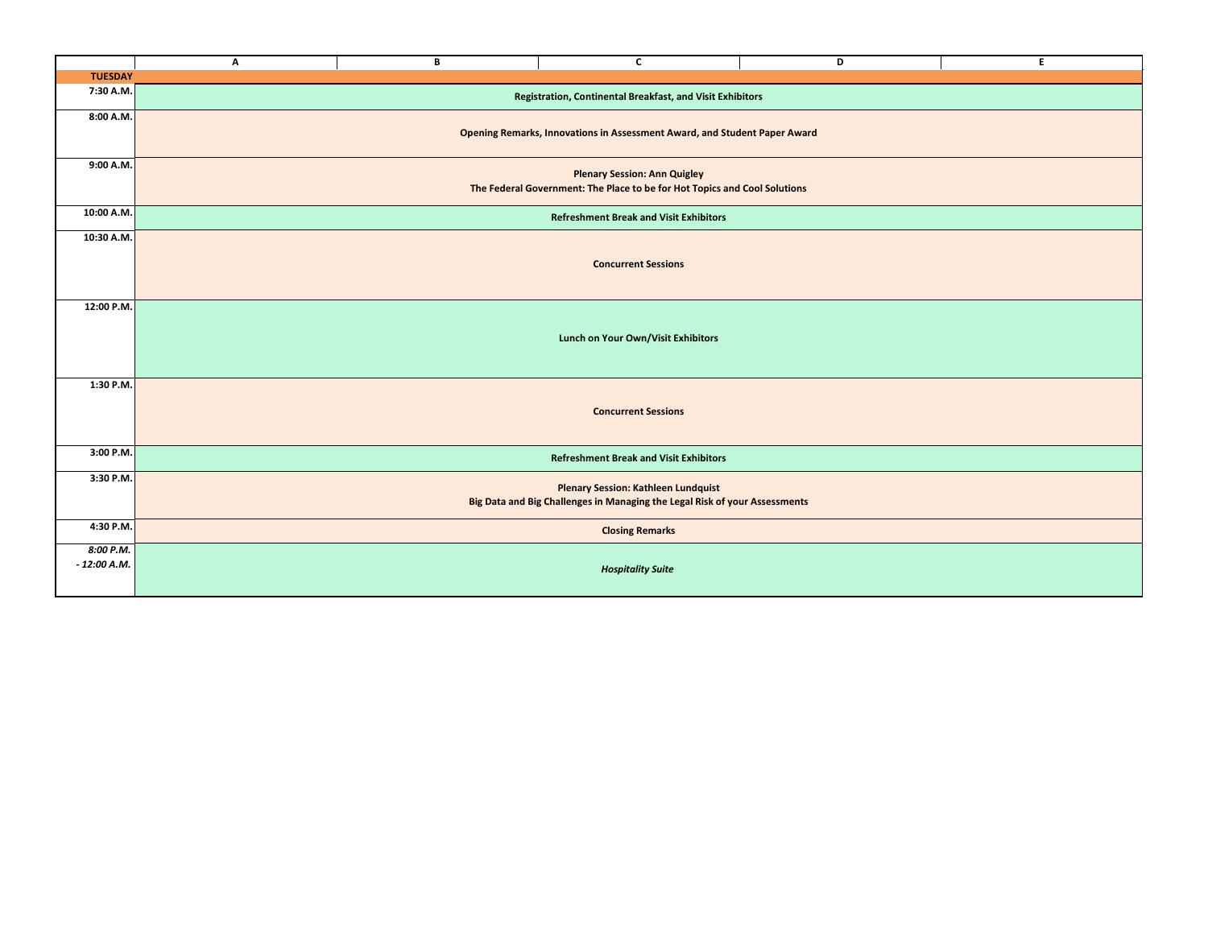| | A | B | C | D | E |
|---|---|---|---|---|---|
| **TUESDAY** | | | | | |
| **7:30 A.M.** | **Registration, Continental Breakfast, and Visit Exhibitors** | | | | |
| **8:00 A.M.** | **Opening Remarks, Innovations in Assessment Award, and Student Paper Award** | | | | |
| **9:00 A.M.** | **Plenary Session: Ann Quigley**<br>**The Federal Government: The Place to be for Hot Topics and Cool Solutions** | | | | |
| **10:00 A.M.** | **Refreshment Break and Visit Exhibitors** | | | | |
| **10:30 A.M.** | **Concurrent Sessions** | | | | |
| **12:00 P.M.** | **Lunch on Your Own/Visit Exhibitors** | | | | |
| **1:30 P.M.** | **Concurrent Sessions** | | | | |
| **3:00 P.M.** | **Refreshment Break and Visit Exhibitors** | | | | |
| **3:30 P.M.** | **Plenary Session: Kathleen Lundquist**<br>**Big Data and Big Challenges in Managing the Legal Risk of your Assessments** | | | | |
| **4:30 P.M.** | **Closing Remarks** | | | | |
| ***8:00 P.M. - 12:00 A.M.*** | ***Hospitality Suite*** | | | | |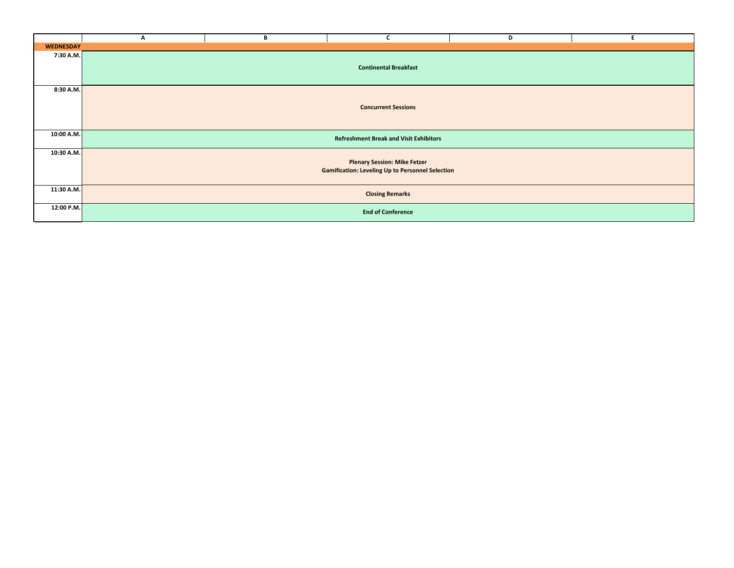| | A | B | C | D | E |
|---|---|---|---|---|---|
| **WEDNESDAY** | | | | | |
| **7:30 A.M.** | **Continental Breakfast** | | | | |
| **8:30 A.M.** | **Concurrent Sessions** | | | | |
| **10:00 A.M.** | **Refreshment Break and Visit Exhibitors** | | | | |
| **10:30 A.M.** | **Plenary Session: Mike Fetzer**<br>**Gamification: Leveling Up to Personnel Selection** | | | | |
| **11:30 A.M.** | **Closing Remarks** | | | | |
| **12:00 P.M.** | **End of Conference** | | | | |